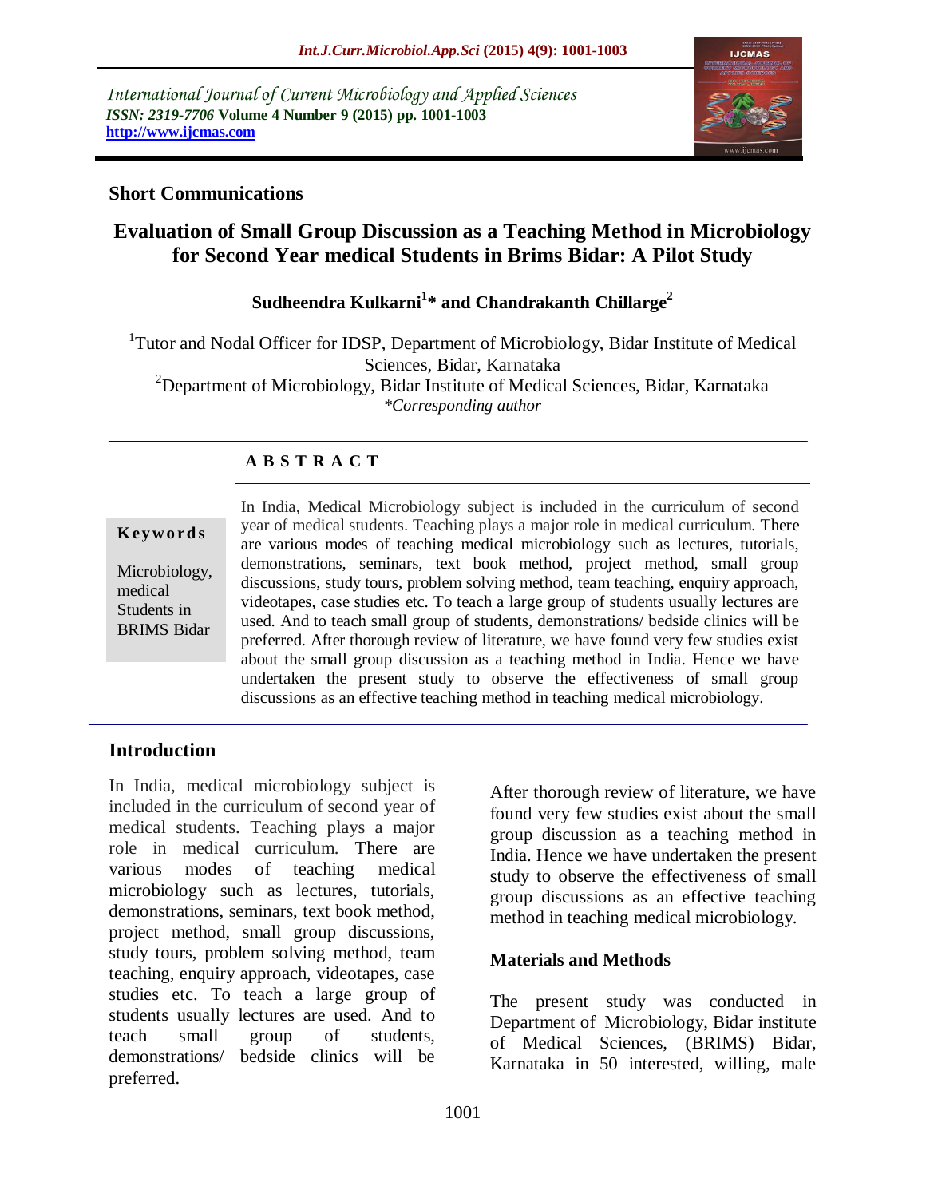International Journal of Current Microbiology and Applied Sciences
*ISSN: 2319-7706* **Volume 4 Number 9 (2015) pp. 1001-1003**
**http://www.ijcmas.com**

**Short Communications**

# Evaluation of Small Group Discussion as a Teaching Method in Microbiology for Second Year medical Students in Brims Bidar: A Pilot Study

**Sudheendra Kulkarni[1]* and Chandrakanth Chillarge[2]**

[1]Tutor and Nodal Officer for IDSP, Department of Microbiology, Bidar Institute of Medical Sciences, Bidar, Karnataka
[2]Department of Microbiology, Bidar Institute of Medical Sciences, Bidar, Karnataka
*\*Corresponding author*

**A B S T R A C T**

**Keywords**

Microbiology, medical Students in BRIMS Bidar

In India, Medical Microbiology subject is included in the curriculum of second year of medical students. Teaching plays a major role in medical curriculum. There are various modes of teaching medical microbiology such as lectures, tutorials, demonstrations, seminars, text book method, project method, small group discussions, study tours, problem solving method, team teaching, enquiry approach, videotapes, case studies etc. To teach a large group of students usually lectures are used. And to teach small group of students, demonstrations/ bedside clinics will be preferred. After thorough review of literature, we have found very few studies exist about the small group discussion as a teaching method in India. Hence we have undertaken the present study to observe the effectiveness of small group discussions as an effective teaching method in teaching medical microbiology.

## Introduction

In India, medical microbiology subject is included in the curriculum of second year of medical students. Teaching plays a major role in medical curriculum. There are various modes of teaching medical microbiology such as lectures, tutorials, demonstrations, seminars, text book method, project method, small group discussions, study tours, problem solving method, team teaching, enquiry approach, videotapes, case studies etc. To teach a large group of students usually lectures are used. And to teach small group of students, demonstrations/ bedside clinics will be preferred.

After thorough review of literature, we have found very few studies exist about the small group discussion as a teaching method in India. Hence we have undertaken the present study to observe the effectiveness of small group discussions as an effective teaching method in teaching medical microbiology.

## Materials and Methods

The present study was conducted in Department of Microbiology, Bidar institute of Medical Sciences, (BRIMS) Bidar, Karnataka in 50 interested, willing, male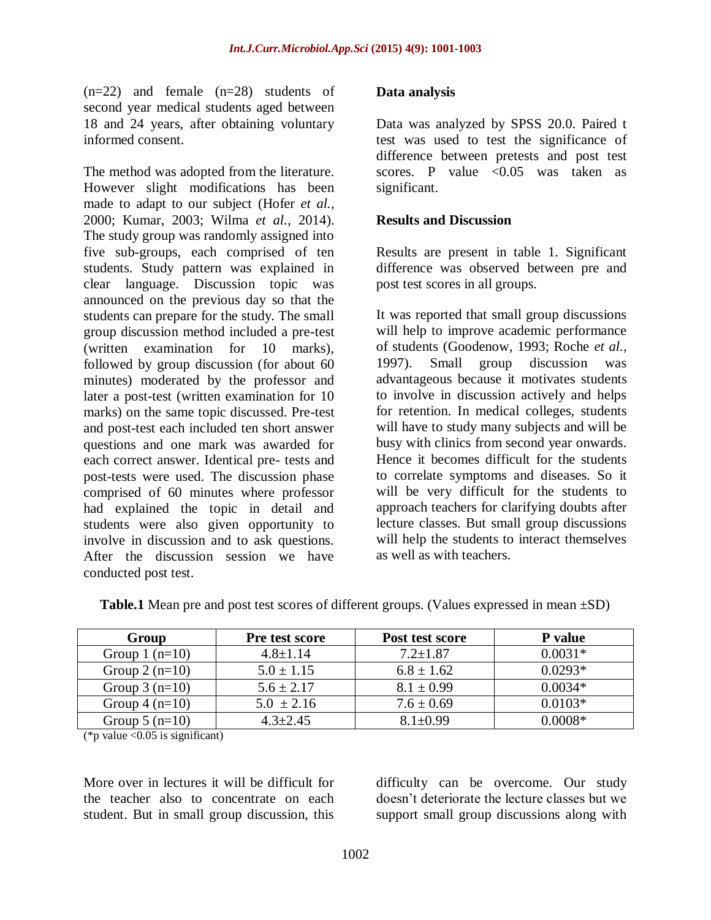(n=22) and female (n=28) students of second year medical students aged between 18 and 24 years, after obtaining voluntary informed consent.

The method was adopted from the literature. However slight modifications has been made to adapt to our subject (Hofer *et al.*, 2000; Kumar, 2003; Wilma *et al.*, 2014). The study group was randomly assigned into five sub-groups, each comprised of ten students. Study pattern was explained in clear language. Discussion topic was announced on the previous day so that the students can prepare for the study. The small group discussion method included a pre-test (written examination for 10 marks), followed by group discussion (for about 60 minutes) moderated by the professor and later a post-test (written examination for 10 marks) on the same topic discussed. Pre-test and post-test each included ten short answer questions and one mark was awarded for each correct answer. Identical pre- tests and post-tests were used. The discussion phase comprised of 60 minutes where professor had explained the topic in detail and students were also given opportunity to involve in discussion and to ask questions. After the discussion session we have conducted post test.

**Data analysis**

Data was analyzed by SPSS 20.0. Paired t test was used to test the significance of difference between pretests and post test scores. P value <0.05 was taken as significant.

**Results and Discussion**

Results are present in table 1. Significant difference was observed between pre and post test scores in all groups.

It was reported that small group discussions will help to improve academic performance of students (Goodenow, 1993; Roche *et al.*, 1997). Small group discussion was advantageous because it motivates students to involve in discussion actively and helps for retention. In medical colleges, students will have to study many subjects and will be busy with clinics from second year onwards. Hence it becomes difficult for the students to correlate symptoms and diseases. So it will be very difficult for the students to approach teachers for clarifying doubts after lecture classes. But small group discussions will help the students to interact themselves as well as with teachers.

**Table.1** Mean pre and post test scores of different groups. (Values expressed in mean ±SD)

| Group | Pre test score | Post test score | P value |
|---|---|---|---|
| Group 1 (n=10) | 4.8±1.14 | 7.2±1.87 | 0.0031* |
| Group 2 (n=10) | 5.0 ± 1.15 | 6.8 ± 1.62 | 0.0293* |
| Group 3 (n=10) | 5.6 ± 2.17 | 8.1 ± 0.99 | 0.0034* |
| Group 4 (n=10) | 5.0 ± 2.16 | 7.6 ± 0.69 | 0.0103* |
| Group 5 (n=10) | 4.3±2.45 | 8.1±0.99 | 0.0008* |

(*p value <0.05 is significant)

More over in lectures it will be difficult for the teacher also to concentrate on each student. But in small group discussion, this difficulty can be overcome. Our study doesn't deteriorate the lecture classes but we support small group discussions along with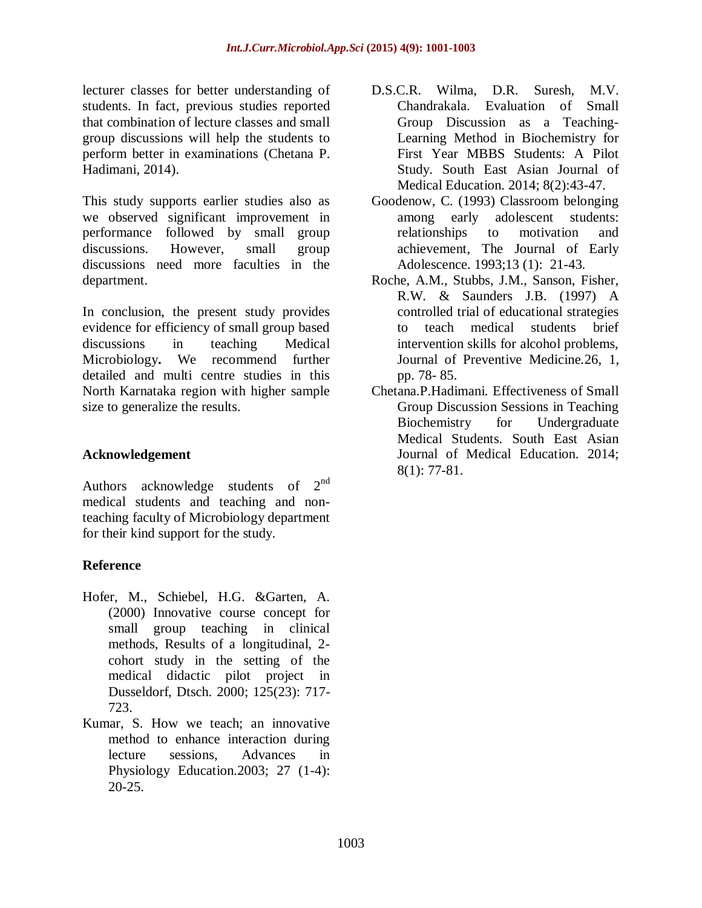lecturer classes for better understanding of students. In fact, previous studies reported that combination of lecture classes and small group discussions will help the students to perform better in examinations (Chetana P. Hadimani, 2014).

This study supports earlier studies also as we observed significant improvement in performance followed by small group discussions. However, small group discussions need more faculties in the department.

In conclusion, the present study provides evidence for efficiency of small group based discussions in teaching Medical Microbiology**.** We recommend further detailed and multi centre studies in this North Karnataka region with higher sample size to generalize the results.

## Acknowledgement

Authors acknowledge students of 2nd medical students and teaching and non-teaching faculty of Microbiology department for their kind support for the study.

## Reference

Hofer, M., Schiebel, H.G. &Garten, A. (2000) Innovative course concept for small group teaching in clinical methods, Results of a longitudinal, 2-cohort study in the setting of the medical didactic pilot project in Dusseldorf, Dtsch. 2000; 125(23): 717-723.

Kumar, S. How we teach; an innovative method to enhance interaction during lecture sessions, Advances in Physiology Education.2003; 27 (1-4): 20-25.

D.S.C.R. Wilma, D.R. Suresh, M.V. Chandrakala. Evaluation of Small Group Discussion as a Teaching-Learning Method in Biochemistry for First Year MBBS Students: A Pilot Study. South East Asian Journal of Medical Education. 2014; 8(2):43-47.

Goodenow, C. (1993) Classroom belonging among early adolescent students: relationships to motivation and achievement, The Journal of Early Adolescence. 1993;13 (1): 21-43.

Roche, A.M., Stubbs, J.M., Sanson, Fisher, R.W. & Saunders J.B. (1997) A controlled trial of educational strategies to teach medical students brief intervention skills for alcohol problems, Journal of Preventive Medicine.26, 1, pp. 78- 85.

Chetana.P.Hadimani. Effectiveness of Small Group Discussion Sessions in Teaching Biochemistry for Undergraduate Medical Students. South East Asian Journal of Medical Education. 2014; 8(1): 77-81.